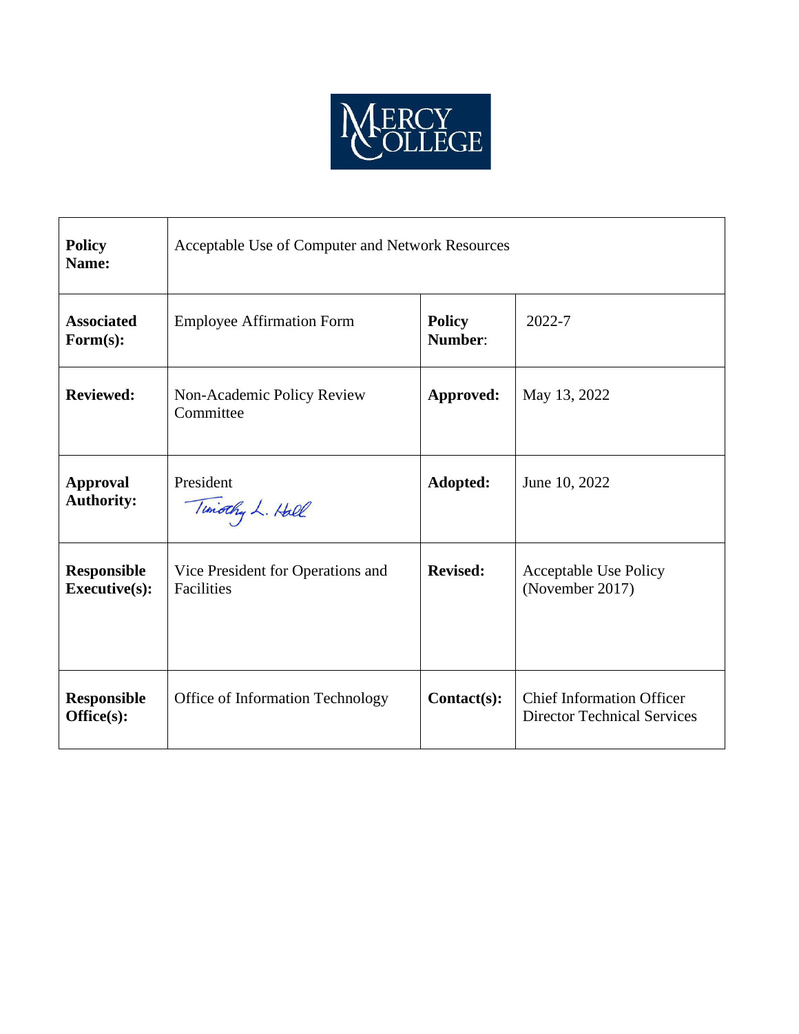MERCY COLLEGE

| **Policy Name:** | Acceptable Use of Computer and Network Resources | | |
|---|---|---|---|
| **Associated Form(s):** | Employee Affirmation Form | **Policy Number**: | 2022-7 |
| **Reviewed:** | Non-Academic Policy Review Committee | **Approved:** | May 13, 2022 |
| **Approval Authority:** | President<br>Timothy L. Hall | **Adopted:** | June 10, 2022 |
| **Responsible Executive(s):** | Vice President for Operations and Facilities | **Revised:** | Acceptable Use Policy (November 2017) |
| **Responsible Office(s):** | Office of Information Technology | **Contact(s):** | Chief Information Officer<br>Director Technical Services |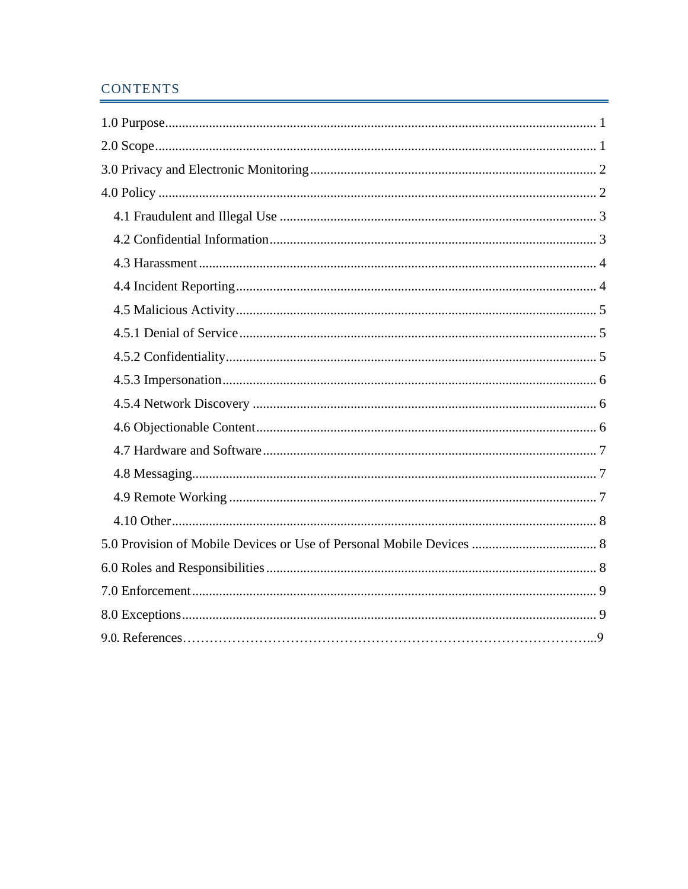# CONTENTS

1.0 Purpose ........................................................................................................ 1

2.0 Scope ........................................................................................................ 1

3.0 Privacy and Electronic Monitoring ........................................................................................................ 2

4.0 Policy ........................................................................................................ 2

- 4.1 Fraudulent and Illegal Use ........................................................................................................ 3
- 4.2 Confidential Information ........................................................................................................ 3
- 4.3 Harassment ........................................................................................................ 4
- 4.4 Incident Reporting ........................................................................................................ 4
- 4.5 Malicious Activity ........................................................................................................ 5
- 4.5.1 Denial of Service ........................................................................................................ 5
- 4.5.2 Confidentiality ........................................................................................................ 5
- 4.5.3 Impersonation ........................................................................................................ 6
- 4.5.4 Network Discovery ........................................................................................................ 6
- 4.6 Objectionable Content ........................................................................................................ 6
- 4.7 Hardware and Software ........................................................................................................ 7
- 4.8 Messaging ........................................................................................................ 7
- 4.9 Remote Working ........................................................................................................ 7
- 4.10 Other ........................................................................................................ 8

5.0 Provision of Mobile Devices or Use of Personal Mobile Devices ........................................................................................................ 8

6.0 Roles and Responsibilities ........................................................................................................ 8

7.0 Enforcement ........................................................................................................ 9

8.0 Exceptions ........................................................................................................ 9

9.0. References ........................................................................................................ 9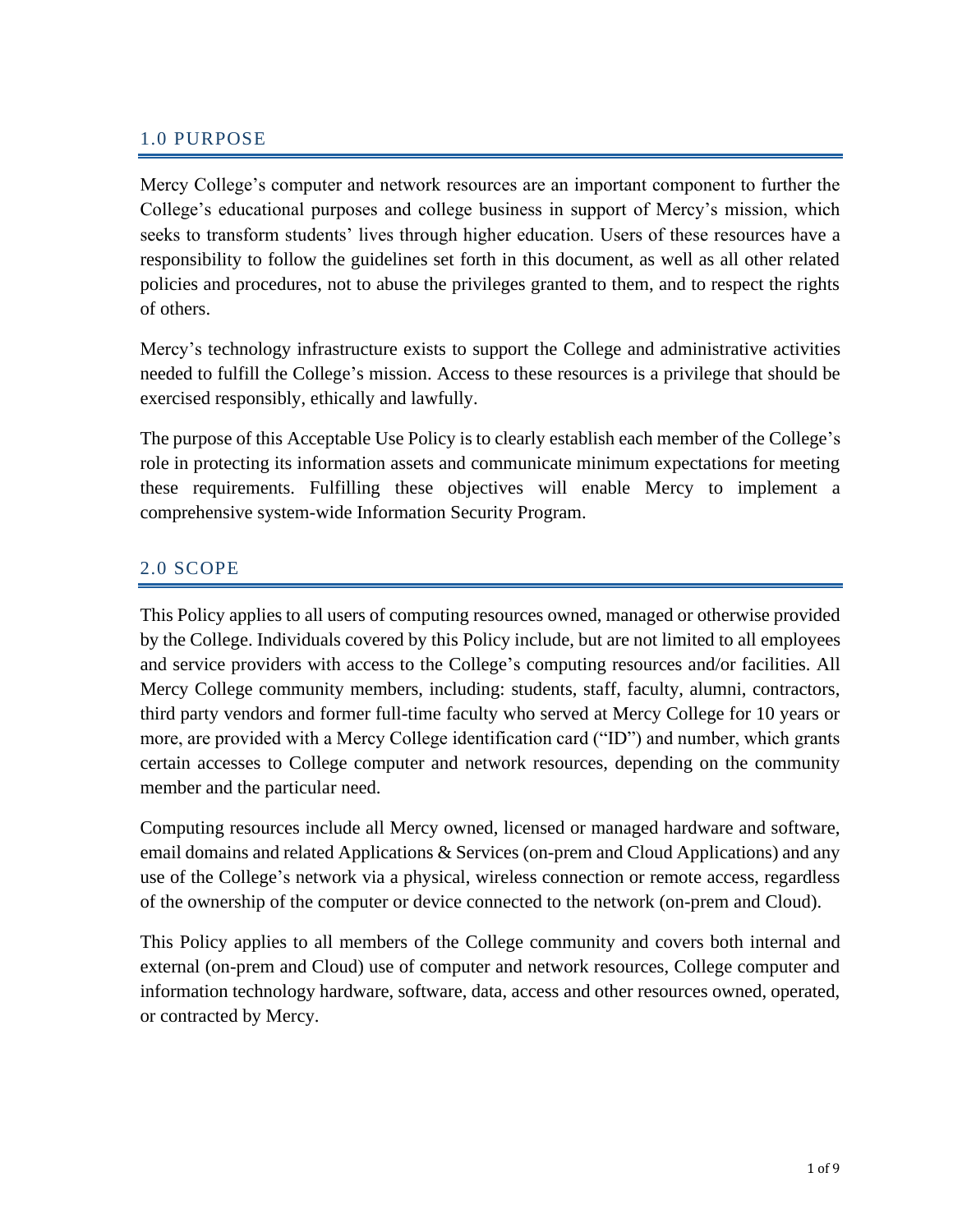## 1.0 PURPOSE

Mercy College's computer and network resources are an important component to further the College's educational purposes and college business in support of Mercy's mission, which seeks to transform students' lives through higher education. Users of these resources have a responsibility to follow the guidelines set forth in this document, as well as all other related policies and procedures, not to abuse the privileges granted to them, and to respect the rights of others.

Mercy's technology infrastructure exists to support the College and administrative activities needed to fulfill the College's mission. Access to these resources is a privilege that should be exercised responsibly, ethically and lawfully.

The purpose of this Acceptable Use Policy is to clearly establish each member of the College's role in protecting its information assets and communicate minimum expectations for meeting these requirements. Fulfilling these objectives will enable Mercy to implement a comprehensive system-wide Information Security Program.

## 2.0 SCOPE

This Policy applies to all users of computing resources owned, managed or otherwise provided by the College. Individuals covered by this Policy include, but are not limited to all employees and service providers with access to the College's computing resources and/or facilities. All Mercy College community members, including: students, staff, faculty, alumni, contractors, third party vendors and former full-time faculty who served at Mercy College for 10 years or more, are provided with a Mercy College identification card ("ID") and number, which grants certain accesses to College computer and network resources, depending on the community member and the particular need.

Computing resources include all Mercy owned, licensed or managed hardware and software, email domains and related Applications & Services (on-prem and Cloud Applications) and any use of the College's network via a physical, wireless connection or remote access, regardless of the ownership of the computer or device connected to the network (on-prem and Cloud).

This Policy applies to all members of the College community and covers both internal and external (on-prem and Cloud) use of computer and network resources, College computer and information technology hardware, software, data, access and other resources owned, operated, or contracted by Mercy.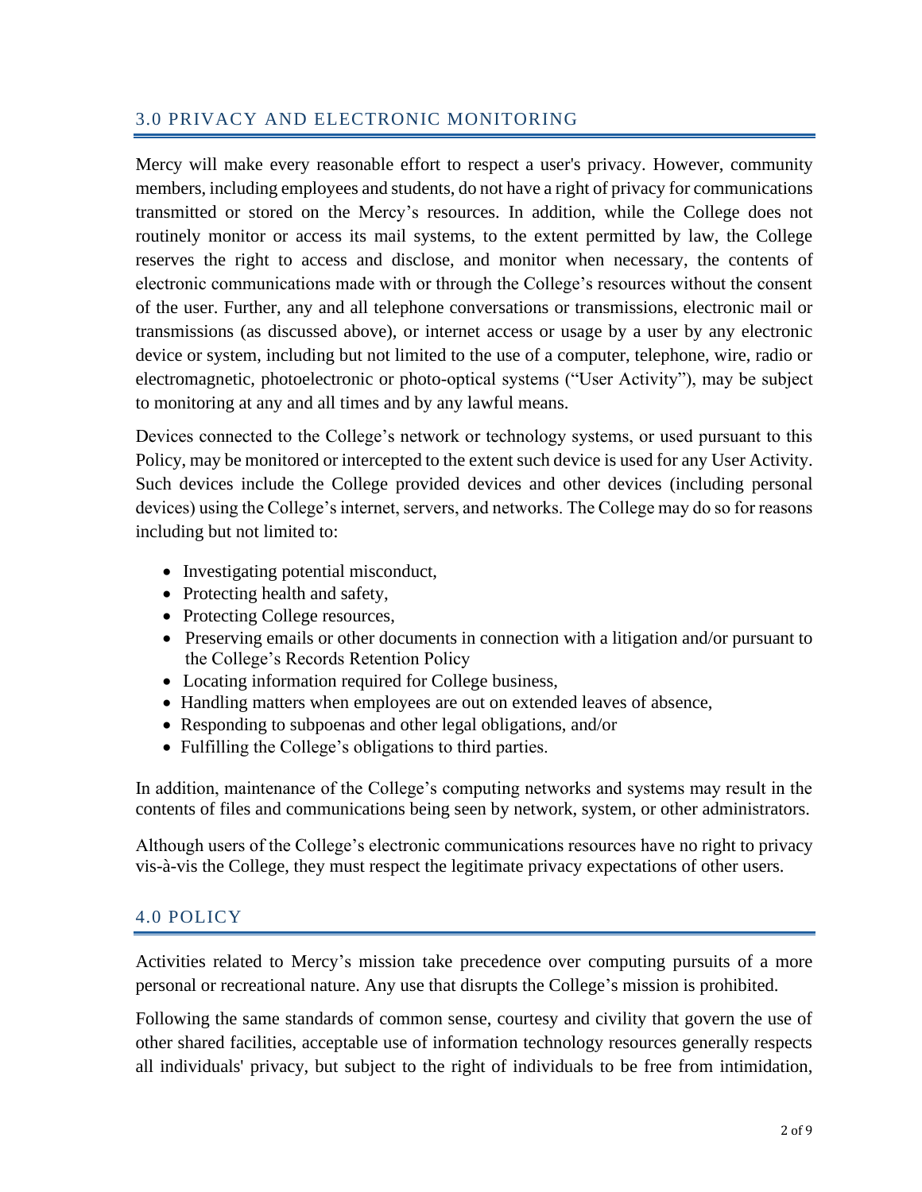## 3.0 PRIVACY AND ELECTRONIC MONITORING

Mercy will make every reasonable effort to respect a user's privacy. However, community members, including employees and students, do not have a right of privacy for communications transmitted or stored on the Mercy's resources. In addition, while the College does not routinely monitor or access its mail systems, to the extent permitted by law, the College reserves the right to access and disclose, and monitor when necessary, the contents of electronic communications made with or through the College's resources without the consent of the user. Further, any and all telephone conversations or transmissions, electronic mail or transmissions (as discussed above), or internet access or usage by a user by any electronic device or system, including but not limited to the use of a computer, telephone, wire, radio or electromagnetic, photoelectronic or photo-optical systems ("User Activity"), may be subject to monitoring at any and all times and by any lawful means.

Devices connected to the College's network or technology systems, or used pursuant to this Policy, may be monitored or intercepted to the extent such device is used for any User Activity. Such devices include the College provided devices and other devices (including personal devices) using the College's internet, servers, and networks. The College may do so for reasons including but not limited to:

- Investigating potential misconduct,
- Protecting health and safety,
- Protecting College resources,
- Preserving emails or other documents in connection with a litigation and/or pursuant to the College's Records Retention Policy
- Locating information required for College business,
- Handling matters when employees are out on extended leaves of absence,
- Responding to subpoenas and other legal obligations, and/or
- Fulfilling the College's obligations to third parties.

In addition, maintenance of the College's computing networks and systems may result in the contents of files and communications being seen by network, system, or other administrators.

Although users of the College's electronic communications resources have no right to privacy vis-à-vis the College, they must respect the legitimate privacy expectations of other users.

## 4.0 POLICY

Activities related to Mercy's mission take precedence over computing pursuits of a more personal or recreational nature. Any use that disrupts the College's mission is prohibited.

Following the same standards of common sense, courtesy and civility that govern the use of other shared facilities, acceptable use of information technology resources generally respects all individuals' privacy, but subject to the right of individuals to be free from intimidation,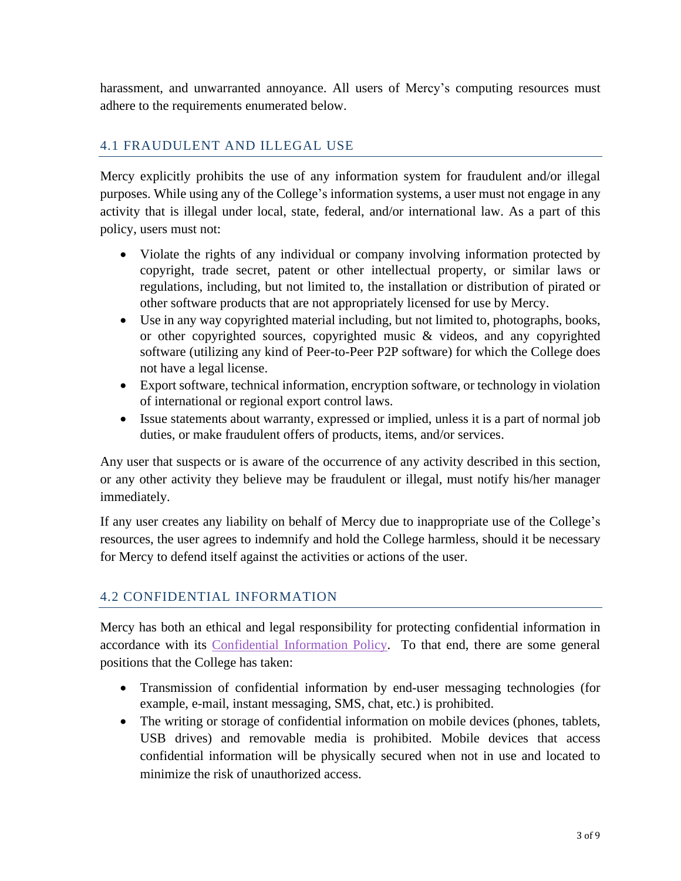harassment, and unwarranted annoyance. All users of Mercy's computing resources must adhere to the requirements enumerated below.

## 4.1 FRAUDULENT AND ILLEGAL USE

Mercy explicitly prohibits the use of any information system for fraudulent and/or illegal purposes. While using any of the College's information systems, a user must not engage in any activity that is illegal under local, state, federal, and/or international law. As a part of this policy, users must not:

- Violate the rights of any individual or company involving information protected by copyright, trade secret, patent or other intellectual property, or similar laws or regulations, including, but not limited to, the installation or distribution of pirated or other software products that are not appropriately licensed for use by Mercy.
- Use in any way copyrighted material including, but not limited to, photographs, books, or other copyrighted sources, copyrighted music & videos, and any copyrighted software (utilizing any kind of Peer-to-Peer P2P software) for which the College does not have a legal license.
- Export software, technical information, encryption software, or technology in violation of international or regional export control laws.
- Issue statements about warranty, expressed or implied, unless it is a part of normal job duties, or make fraudulent offers of products, items, and/or services.

Any user that suspects or is aware of the occurrence of any activity described in this section, or any other activity they believe may be fraudulent or illegal, must notify his/her manager immediately.

If any user creates any liability on behalf of Mercy due to inappropriate use of the College's resources, the user agrees to indemnify and hold the College harmless, should it be necessary for Mercy to defend itself against the activities or actions of the user.

## 4.2 CONFIDENTIAL INFORMATION

Mercy has both an ethical and legal responsibility for protecting confidential information in accordance with its Confidential Information Policy. To that end, there are some general positions that the College has taken:

- Transmission of confidential information by end-user messaging technologies (for example, e-mail, instant messaging, SMS, chat, etc.) is prohibited.
- The writing or storage of confidential information on mobile devices (phones, tablets, USB drives) and removable media is prohibited. Mobile devices that access confidential information will be physically secured when not in use and located to minimize the risk of unauthorized access.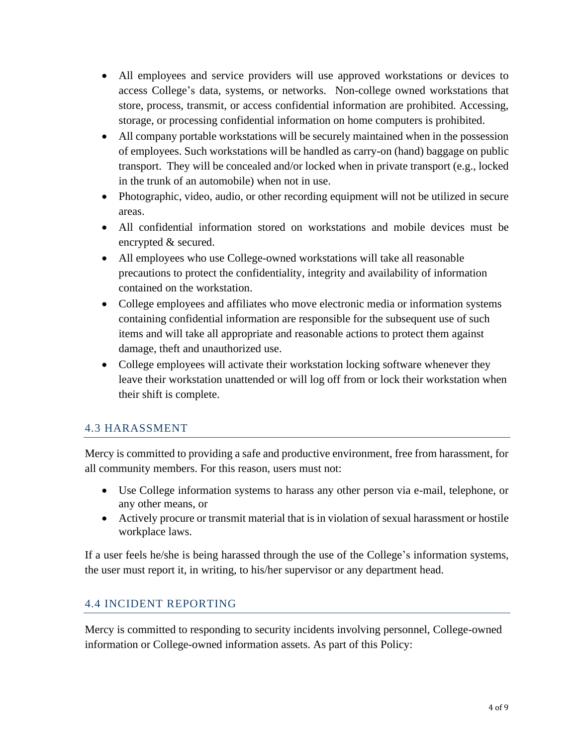- All employees and service providers will use approved workstations or devices to access College's data, systems, or networks. Non-college owned workstations that store, process, transmit, or access confidential information are prohibited. Accessing, storage, or processing confidential information on home computers is prohibited.
- All company portable workstations will be securely maintained when in the possession of employees. Such workstations will be handled as carry-on (hand) baggage on public transport. They will be concealed and/or locked when in private transport (e.g., locked in the trunk of an automobile) when not in use.
- Photographic, video, audio, or other recording equipment will not be utilized in secure areas.
- All confidential information stored on workstations and mobile devices must be encrypted & secured.
- All employees who use College-owned workstations will take all reasonable precautions to protect the confidentiality, integrity and availability of information contained on the workstation.
- College employees and affiliates who move electronic media or information systems containing confidential information are responsible for the subsequent use of such items and will take all appropriate and reasonable actions to protect them against damage, theft and unauthorized use.
- College employees will activate their workstation locking software whenever they leave their workstation unattended or will log off from or lock their workstation when their shift is complete.

## 4.3 HARASSMENT

Mercy is committed to providing a safe and productive environment, free from harassment, for all community members. For this reason, users must not:

- Use College information systems to harass any other person via e-mail, telephone, or any other means, or
- Actively procure or transmit material that is in violation of sexual harassment or hostile workplace laws.

If a user feels he/she is being harassed through the use of the College's information systems, the user must report it, in writing, to his/her supervisor or any department head.

## 4.4 INCIDENT REPORTING

Mercy is committed to responding to security incidents involving personnel, College-owned information or College-owned information assets. As part of this Policy: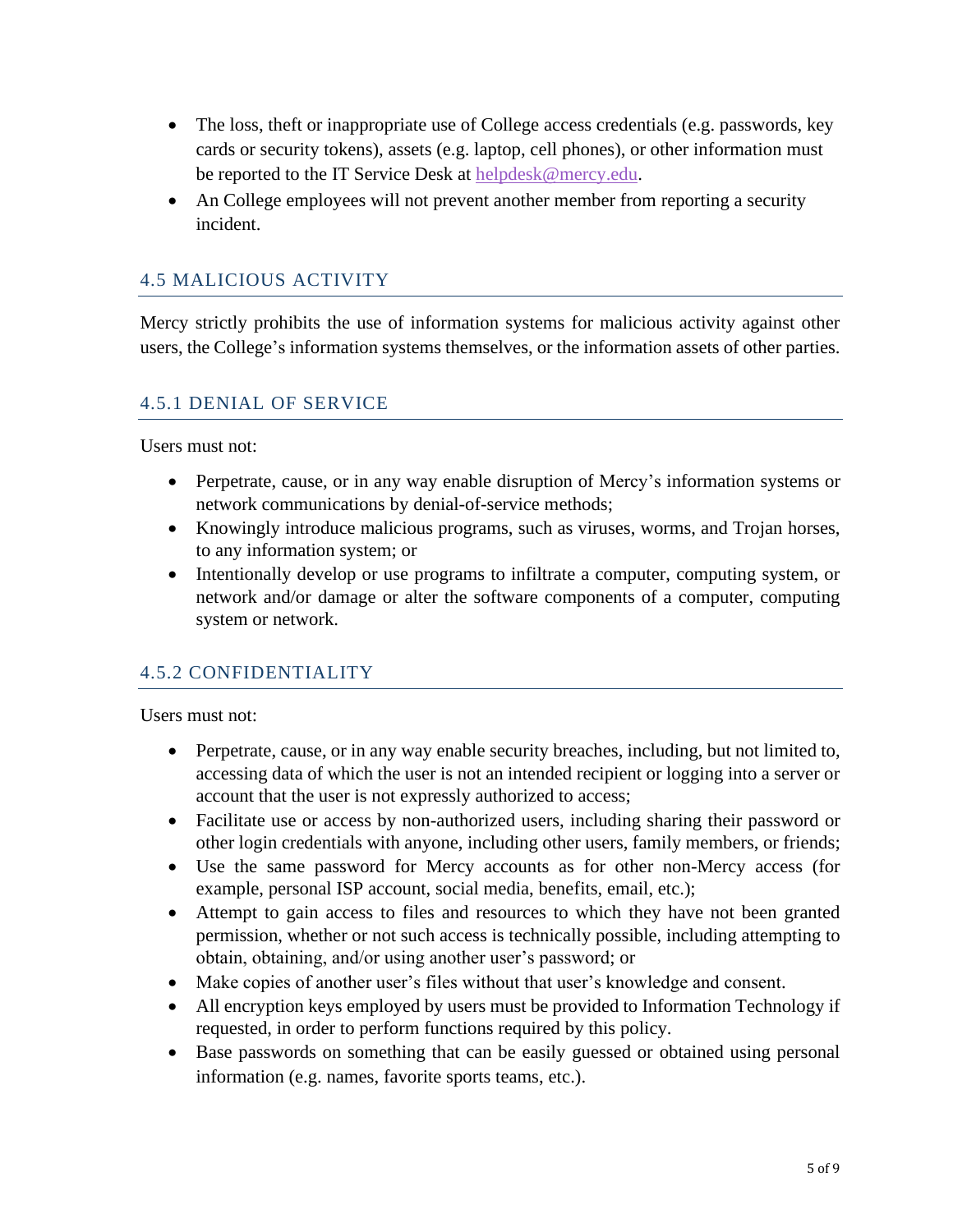- The loss, theft or inappropriate use of College access credentials (e.g. passwords, key cards or security tokens), assets (e.g. laptop, cell phones), or other information must be reported to the IT Service Desk at helpdesk@mercy.edu.
- An College employees will not prevent another member from reporting a security incident.

## 4.5 MALICIOUS ACTIVITY

Mercy strictly prohibits the use of information systems for malicious activity against other users, the College's information systems themselves, or the information assets of other parties.

### 4.5.1 DENIAL OF SERVICE

Users must not:

- Perpetrate, cause, or in any way enable disruption of Mercy's information systems or network communications by denial-of-service methods;
- Knowingly introduce malicious programs, such as viruses, worms, and Trojan horses, to any information system; or
- Intentionally develop or use programs to infiltrate a computer, computing system, or network and/or damage or alter the software components of a computer, computing system or network.

### 4.5.2 CONFIDENTIALITY

Users must not:

- Perpetrate, cause, or in any way enable security breaches, including, but not limited to, accessing data of which the user is not an intended recipient or logging into a server or account that the user is not expressly authorized to access;
- Facilitate use or access by non-authorized users, including sharing their password or other login credentials with anyone, including other users, family members, or friends;
- Use the same password for Mercy accounts as for other non-Mercy access (for example, personal ISP account, social media, benefits, email, etc.);
- Attempt to gain access to files and resources to which they have not been granted permission, whether or not such access is technically possible, including attempting to obtain, obtaining, and/or using another user's password; or
- Make copies of another user's files without that user's knowledge and consent.
- All encryption keys employed by users must be provided to Information Technology if requested, in order to perform functions required by this policy.
- Base passwords on something that can be easily guessed or obtained using personal information (e.g. names, favorite sports teams, etc.).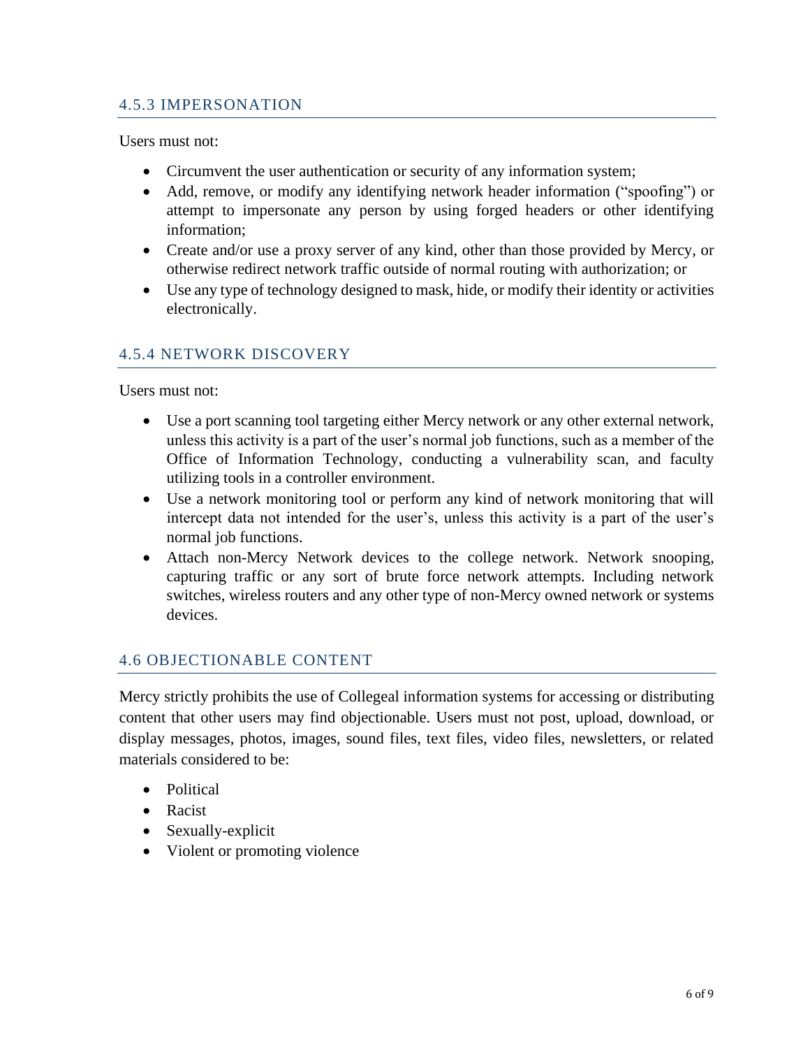### 4.5.3 IMPERSONATION

Users must not:

- Circumvent the user authentication or security of any information system;
- Add, remove, or modify any identifying network header information ("spoofing") or attempt to impersonate any person by using forged headers or other identifying information;
- Create and/or use a proxy server of any kind, other than those provided by Mercy, or otherwise redirect network traffic outside of normal routing with authorization; or
- Use any type of technology designed to mask, hide, or modify their identity or activities electronically.

### 4.5.4 NETWORK DISCOVERY

Users must not:

- Use a port scanning tool targeting either Mercy network or any other external network, unless this activity is a part of the user's normal job functions, such as a member of the Office of Information Technology, conducting a vulnerability scan, and faculty utilizing tools in a controller environment.
- Use a network monitoring tool or perform any kind of network monitoring that will intercept data not intended for the user's, unless this activity is a part of the user's normal job functions.
- Attach non-Mercy Network devices to the college network. Network snooping, capturing traffic or any sort of brute force network attempts. Including network switches, wireless routers and any other type of non-Mercy owned network or systems devices.

## 4.6 OBJECTIONABLE CONTENT

Mercy strictly prohibits the use of Collegeal information systems for accessing or distributing content that other users may find objectionable. Users must not post, upload, download, or display messages, photos, images, sound files, text files, video files, newsletters, or related materials considered to be:

- Political
- Racist
- Sexually-explicit
- Violent or promoting violence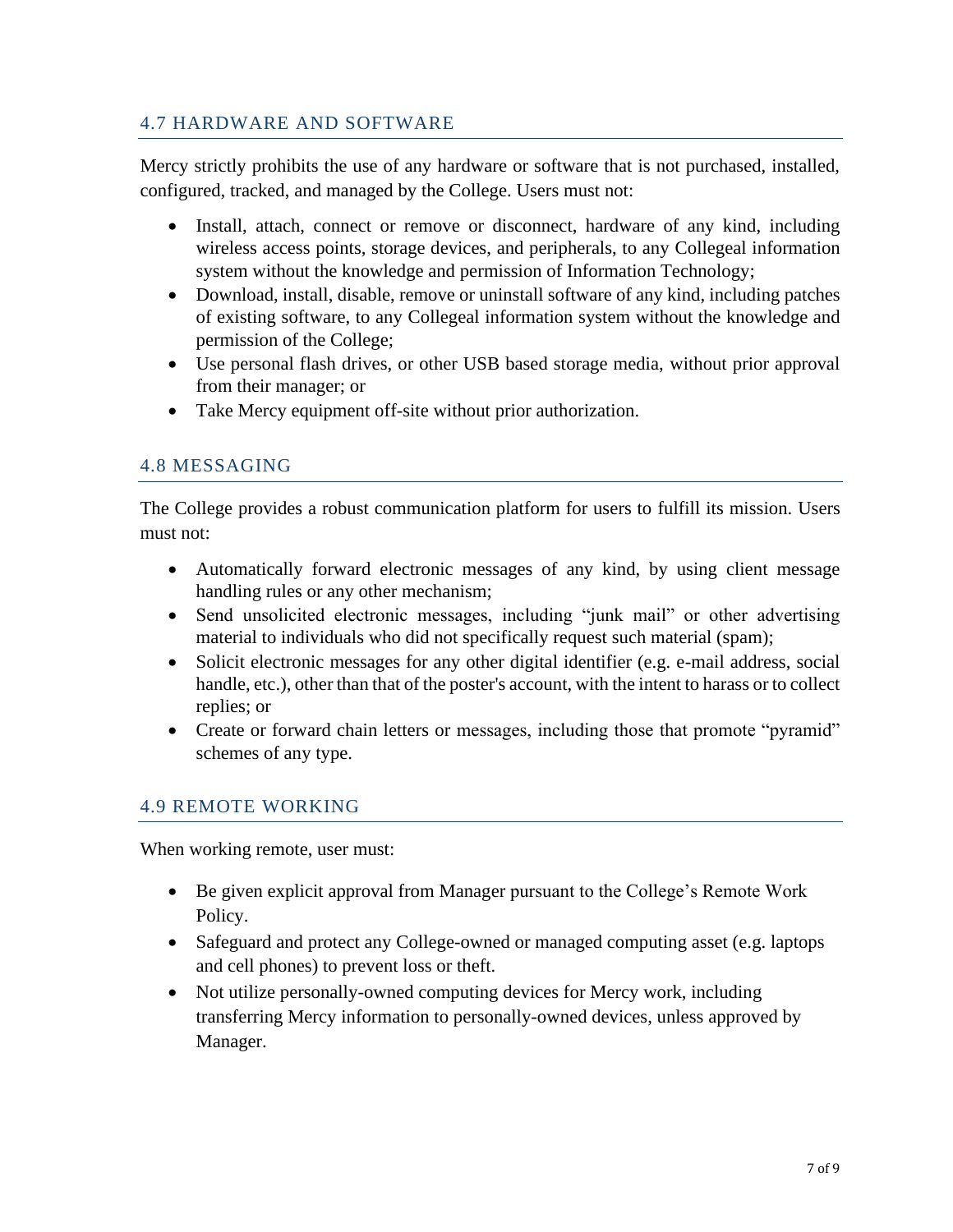## 4.7 HARDWARE AND SOFTWARE

Mercy strictly prohibits the use of any hardware or software that is not purchased, installed, configured, tracked, and managed by the College. Users must not:

- Install, attach, connect or remove or disconnect, hardware of any kind, including wireless access points, storage devices, and peripherals, to any Collegeal information system without the knowledge and permission of Information Technology;
- Download, install, disable, remove or uninstall software of any kind, including patches of existing software, to any Collegeal information system without the knowledge and permission of the College;
- Use personal flash drives, or other USB based storage media, without prior approval from their manager; or
- Take Mercy equipment off-site without prior authorization.

## 4.8 MESSAGING

The College provides a robust communication platform for users to fulfill its mission. Users must not:

- Automatically forward electronic messages of any kind, by using client message handling rules or any other mechanism;
- Send unsolicited electronic messages, including "junk mail" or other advertising material to individuals who did not specifically request such material (spam);
- Solicit electronic messages for any other digital identifier (e.g. e-mail address, social handle, etc.), other than that of the poster's account, with the intent to harass or to collect replies; or
- Create or forward chain letters or messages, including those that promote "pyramid" schemes of any type.

## 4.9 REMOTE WORKING

When working remote, user must:

- Be given explicit approval from Manager pursuant to the College's Remote Work Policy.
- Safeguard and protect any College-owned or managed computing asset (e.g. laptops and cell phones) to prevent loss or theft.
- Not utilize personally-owned computing devices for Mercy work, including transferring Mercy information to personally-owned devices, unless approved by Manager.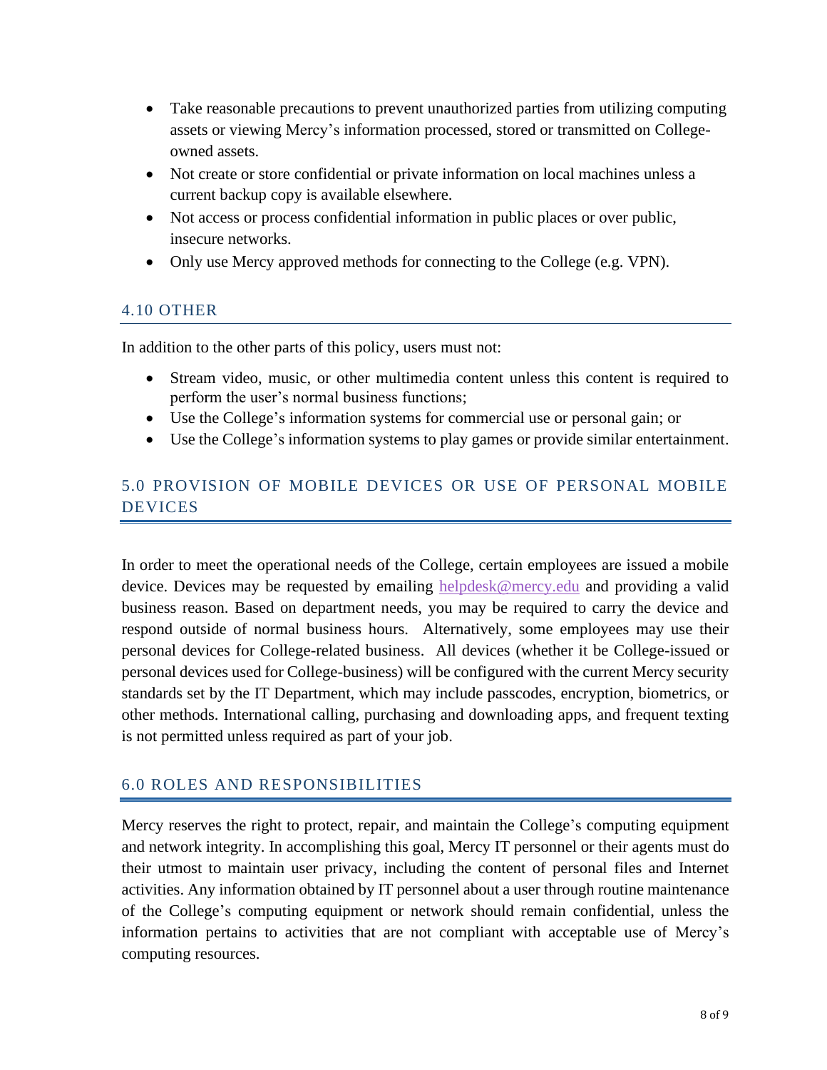- Take reasonable precautions to prevent unauthorized parties from utilizing computing assets or viewing Mercy's information processed, stored or transmitted on College-owned assets.
- Not create or store confidential or private information on local machines unless a current backup copy is available elsewhere.
- Not access or process confidential information in public places or over public, insecure networks.
- Only use Mercy approved methods for connecting to the College (e.g. VPN).

### 4.10 OTHER

In addition to the other parts of this policy, users must not:

- Stream video, music, or other multimedia content unless this content is required to perform the user's normal business functions;
- Use the College's information systems for commercial use or personal gain; or
- Use the College's information systems to play games or provide similar entertainment.

## 5.0 PROVISION OF MOBILE DEVICES OR USE OF PERSONAL MOBILE DEVICES

In order to meet the operational needs of the College, certain employees are issued a mobile device. Devices may be requested by emailing helpdesk@mercy.edu and providing a valid business reason. Based on department needs, you may be required to carry the device and respond outside of normal business hours. Alternatively, some employees may use their personal devices for College-related business. All devices (whether it be College-issued or personal devices used for College-business) will be configured with the current Mercy security standards set by the IT Department, which may include passcodes, encryption, biometrics, or other methods. International calling, purchasing and downloading apps, and frequent texting is not permitted unless required as part of your job.

## 6.0 ROLES AND RESPONSIBILITIES

Mercy reserves the right to protect, repair, and maintain the College's computing equipment and network integrity. In accomplishing this goal, Mercy IT personnel or their agents must do their utmost to maintain user privacy, including the content of personal files and Internet activities. Any information obtained by IT personnel about a user through routine maintenance of the College's computing equipment or network should remain confidential, unless the information pertains to activities that are not compliant with acceptable use of Mercy's computing resources.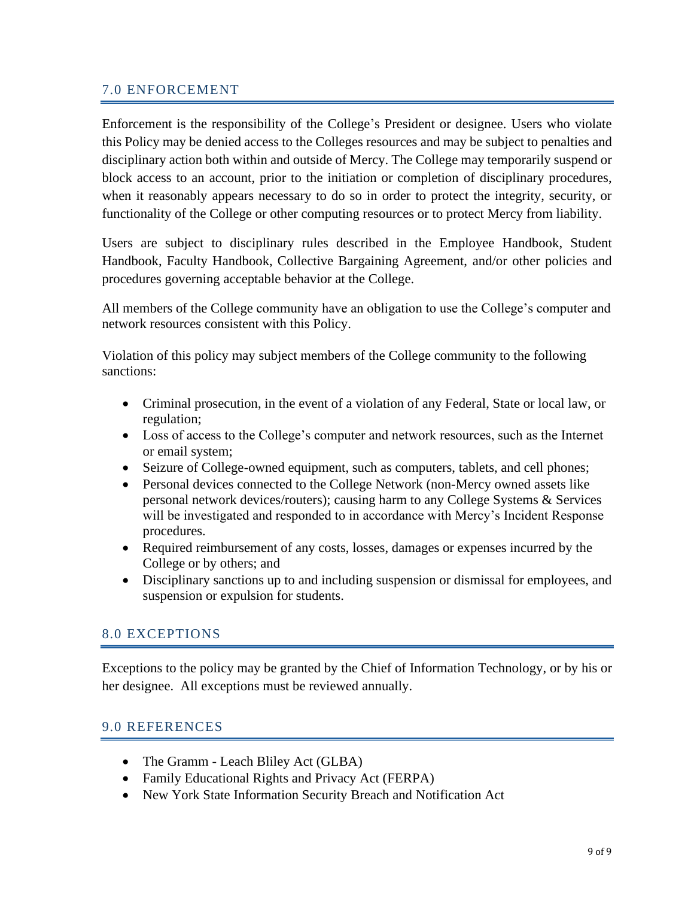## 7.0 ENFORCEMENT

Enforcement is the responsibility of the College's President or designee. Users who violate this Policy may be denied access to the Colleges resources and may be subject to penalties and disciplinary action both within and outside of Mercy. The College may temporarily suspend or block access to an account, prior to the initiation or completion of disciplinary procedures, when it reasonably appears necessary to do so in order to protect the integrity, security, or functionality of the College or other computing resources or to protect Mercy from liability.

Users are subject to disciplinary rules described in the Employee Handbook, Student Handbook, Faculty Handbook, Collective Bargaining Agreement, and/or other policies and procedures governing acceptable behavior at the College.

All members of the College community have an obligation to use the College's computer and network resources consistent with this Policy.

Violation of this policy may subject members of the College community to the following sanctions:

- Criminal prosecution, in the event of a violation of any Federal, State or local law, or regulation;
- Loss of access to the College's computer and network resources, such as the Internet or email system;
- Seizure of College-owned equipment, such as computers, tablets, and cell phones;
- Personal devices connected to the College Network (non-Mercy owned assets like personal network devices/routers); causing harm to any College Systems & Services will be investigated and responded to in accordance with Mercy's Incident Response procedures.
- Required reimbursement of any costs, losses, damages or expenses incurred by the College or by others; and
- Disciplinary sanctions up to and including suspension or dismissal for employees, and suspension or expulsion for students.

## 8.0 EXCEPTIONS

Exceptions to the policy may be granted by the Chief of Information Technology, or by his or her designee. All exceptions must be reviewed annually.

## 9.0 REFERENCES

- The Gramm - Leach Bliley Act (GLBA)
- Family Educational Rights and Privacy Act (FERPA)
- New York State Information Security Breach and Notification Act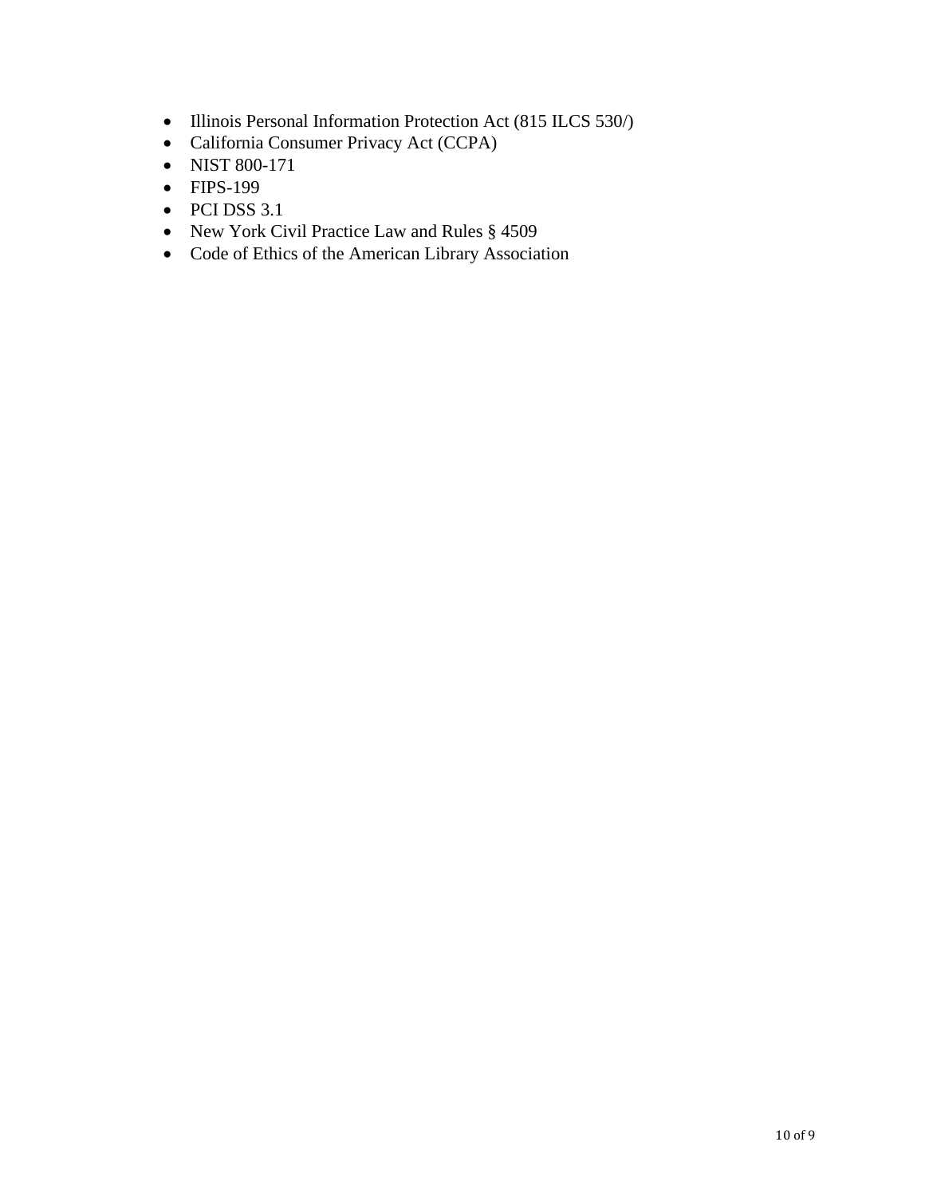- Illinois Personal Information Protection Act (815 ILCS 530/)
- California Consumer Privacy Act (CCPA)
- NIST 800-171
- FIPS-199
- PCI DSS 3.1
- New York Civil Practice Law and Rules § 4509
- Code of Ethics of the American Library Association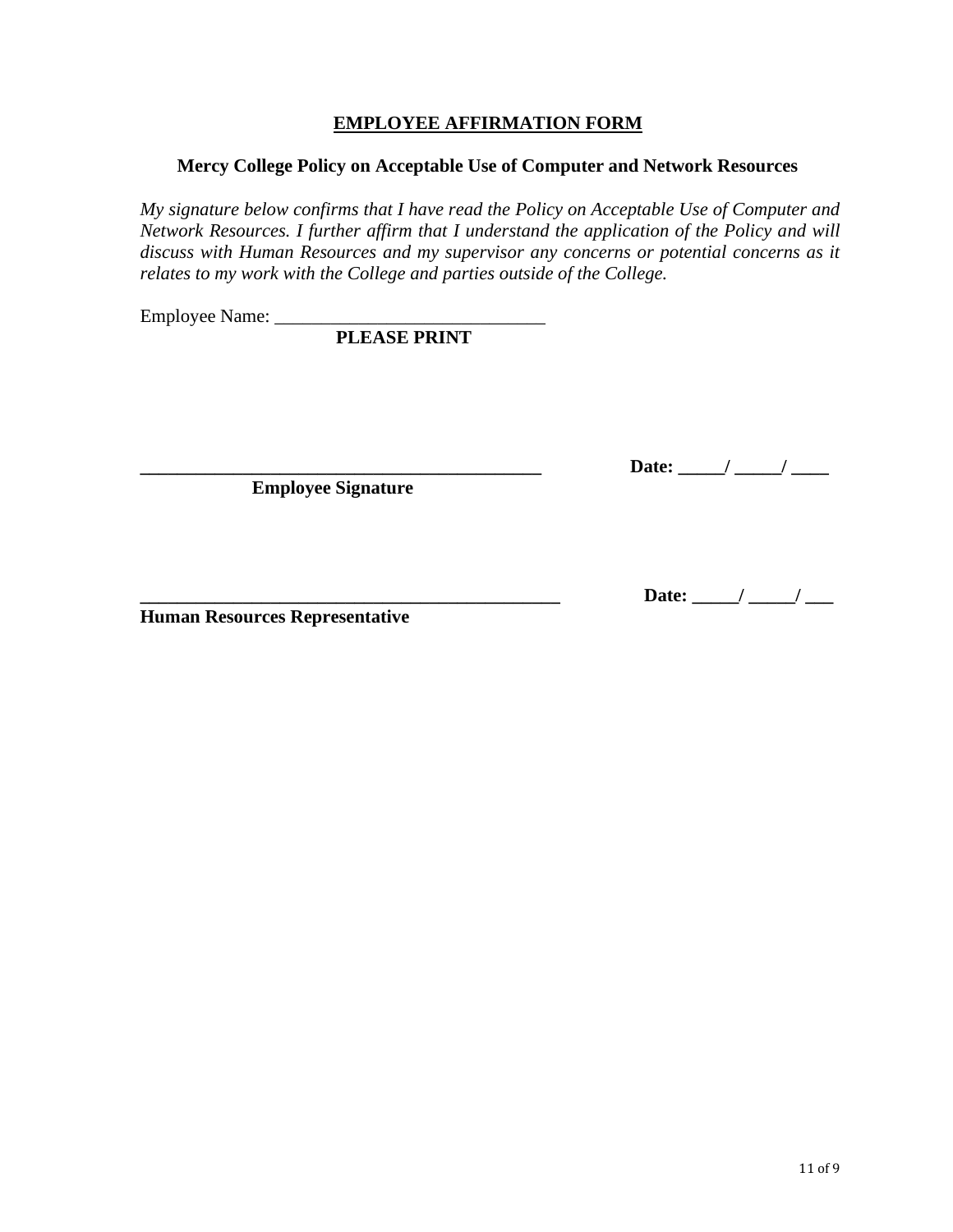## EMPLOYEE AFFIRMATION FORM

### Mercy College Policy on Acceptable Use of Computer and Network Resources

*My signature below confirms that I have read the Policy on Acceptable Use of Computer and Network Resources. I further affirm that I understand the application of the Policy and will discuss with Human Resources and my supervisor any concerns or potential concerns as it relates to my work with the College and parties outside of the College.*

Employee Name: ______________________________

**PLEASE PRINT**

**_____________________________________________** **Date: _____/ _____/ ____**

**Employee Signature**

**_______________________________________________** **Date: _____/ _____/ ___**

**Human Resources Representative**